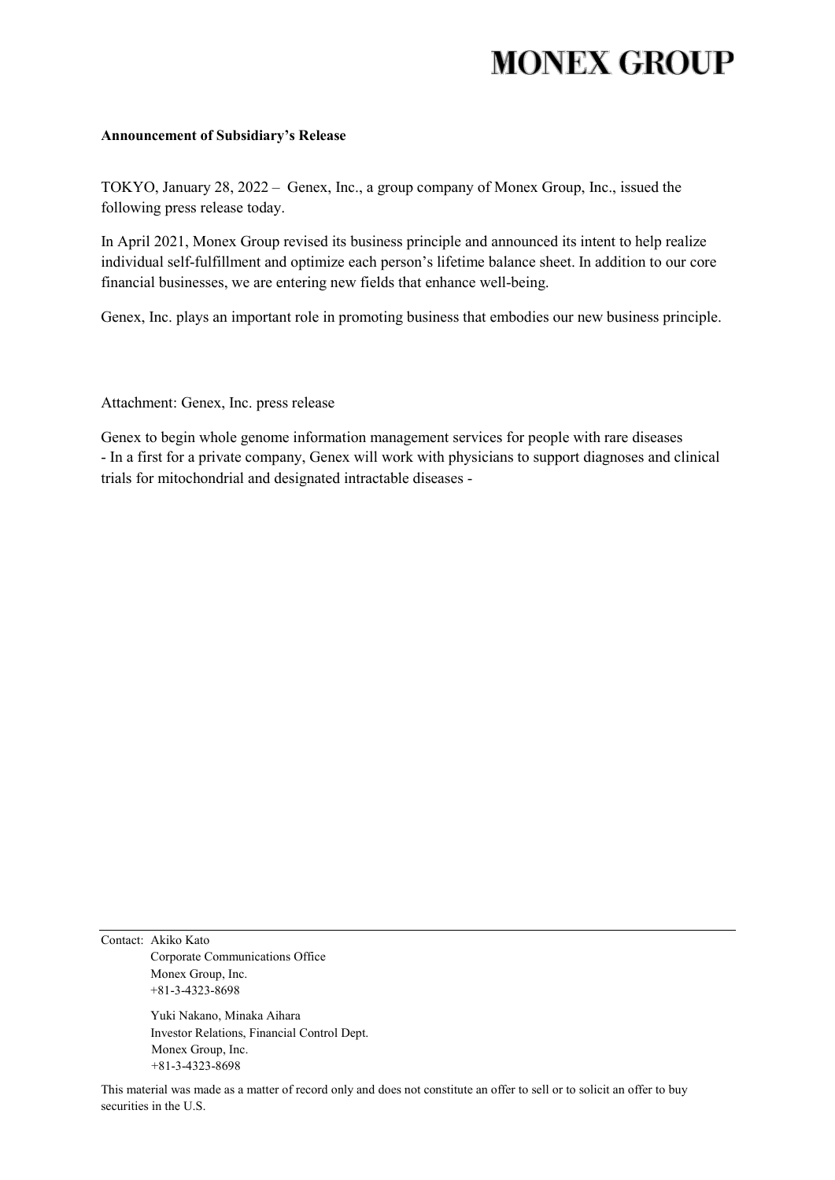# MONEX GROUP

**Announcement of Subsidiary's Release**

TOKYO, January 28, 2022 – Genex, Inc., a group company of Monex Group, Inc., issued the following press release today.

In April 2021, Monex Group revised its business principle and announced its intent to help realize individual self-fulfillment and optimize each person's lifetime balance sheet. In addition to our core financial businesses, we are entering new fields that enhance well-being.

Genex, Inc. plays an important role in promoting business that embodies our new business principle.

Attachment: Genex, Inc. press release

Genex to begin whole genome information management services for people with rare diseases
- In a first for a private company, Genex will work with physicians to support diagnoses and clinical trials for mitochondrial and designated intractable diseases -

---

Contact: Akiko Kato
Corporate Communications Office
Monex Group, Inc.
+81-3-4323-8698

Yuki Nakano, Minaka Aihara
Investor Relations, Financial Control Dept.
Monex Group, Inc.
+81-3-4323-8698

This material was made as a matter of record only and does not constitute an offer to sell or to solicit an offer to buy securities in the U.S.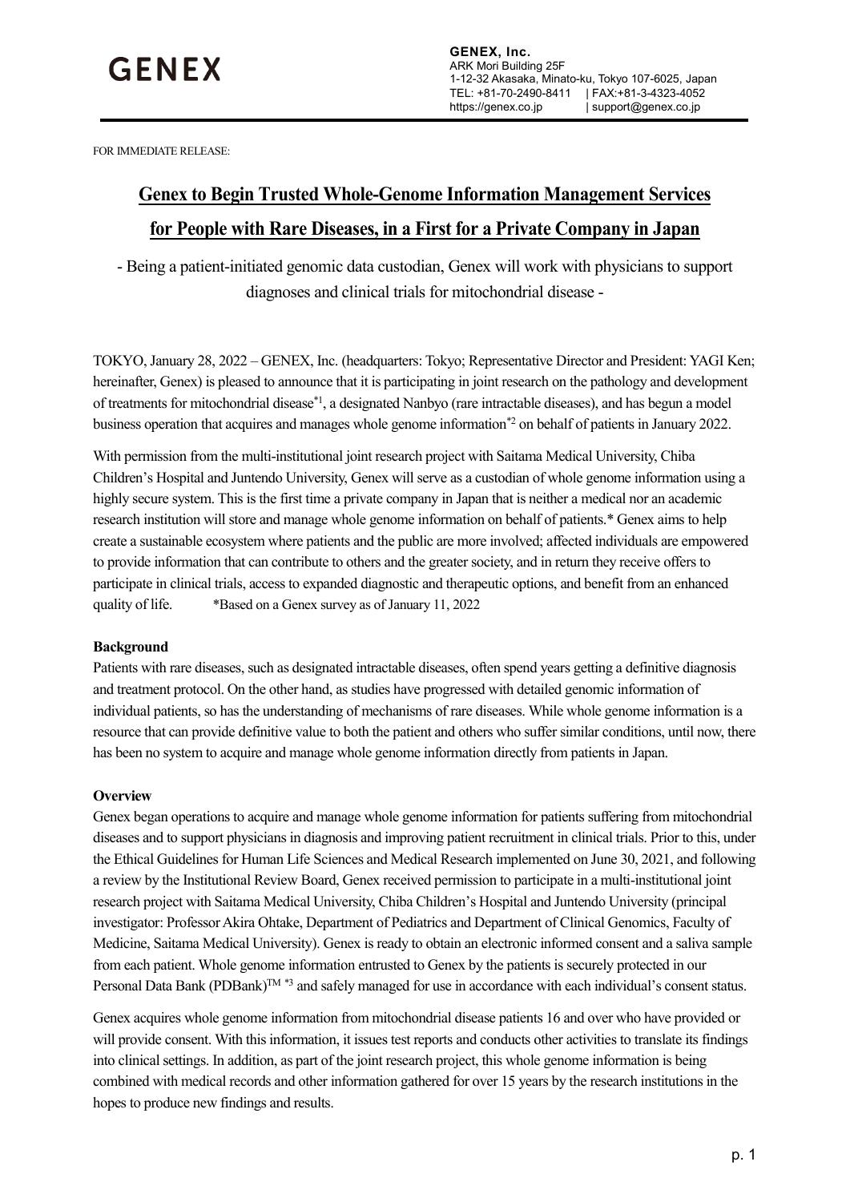**GENEX**

**GENEX, Inc.**
ARK Mori Building 25F
1-12-32 Akasaka, Minato-ku, Tokyo 107-6025, Japan
TEL: +81-70-2490-8411 | FAX:+81-3-4323-4052
https://genex.co.jp | support@genex.co.jp

FOR IMMEDIATE RELEASE:

# Genex to Begin Trusted Whole-Genome Information Management Services for People with Rare Diseases, in a First for a Private Company in Japan

- Being a patient-initiated genomic data custodian, Genex will work with physicians to support diagnoses and clinical trials for mitochondrial disease -

TOKYO, January 28, 2022 – GENEX, Inc. (headquarters: Tokyo; Representative Director and President: YAGI Ken; hereinafter, Genex) is pleased to announce that it is participating in joint research on the pathology and development of treatments for mitochondrial disease[*1], a designated Nanbyo (rare intractable diseases), and has begun a model business operation that acquires and manages whole genome information[*2] on behalf of patients in January 2022.

With permission from the multi-institutional joint research project with Saitama Medical University, Chiba Children's Hospital and Juntendo University, Genex will serve as a custodian of whole genome information using a highly secure system. This is the first time a private company in Japan that is neither a medical nor an academic research institution will store and manage whole genome information on behalf of patients.* Genex aims to help create a sustainable ecosystem where patients and the public are more involved; affected individuals are empowered to provide information that can contribute to others and the greater society, and in return they receive offers to participate in clinical trials, access to expanded diagnostic and therapeutic options, and benefit from an enhanced quality of life. *Based on a Genex survey as of January 11, 2022

**Background**

Patients with rare diseases, such as designated intractable diseases, often spend years getting a definitive diagnosis and treatment protocol. On the other hand, as studies have progressed with detailed genomic information of individual patients, so has the understanding of mechanisms of rare diseases. While whole genome information is a resource that can provide definitive value to both the patient and others who suffer similar conditions, until now, there has been no system to acquire and manage whole genome information directly from patients in Japan.

**Overview**

Genex began operations to acquire and manage whole genome information for patients suffering from mitochondrial diseases and to support physicians in diagnosis and improving patient recruitment in clinical trials. Prior to this, under the Ethical Guidelines for Human Life Sciences and Medical Research implemented on June 30, 2021, and following a review by the Institutional Review Board, Genex received permission to participate in a multi-institutional joint research project with Saitama Medical University, Chiba Children's Hospital and Juntendo University (principal investigator: Professor Akira Ohtake, Department of Pediatrics and Department of Clinical Genomics, Faculty of Medicine, Saitama Medical University). Genex is ready to obtain an electronic informed consent and a saliva sample from each patient. Whole genome information entrusted to Genex by the patients is securely protected in our Personal Data Bank (PDBank)™ [*3] and safely managed for use in accordance with each individual's consent status.

Genex acquires whole genome information from mitochondrial disease patients 16 and over who have provided or will provide consent. With this information, it issues test reports and conducts other activities to translate its findings into clinical settings. In addition, as part of the joint research project, this whole genome information is being combined with medical records and other information gathered for over 15 years by the research institutions in the hopes to produce new findings and results.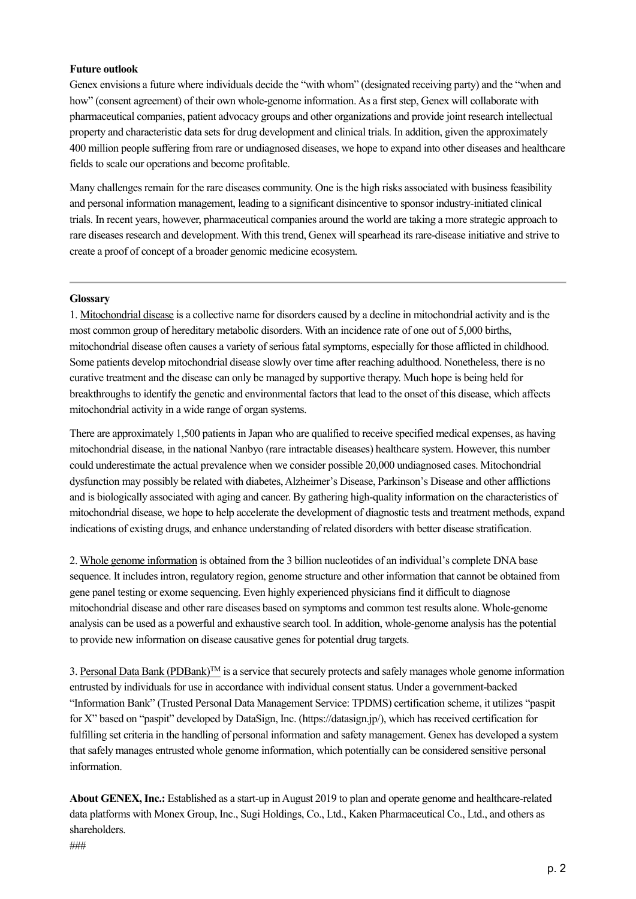**Future outlook**

Genex envisions a future where individuals decide the "with whom" (designated receiving party) and the "when and how" (consent agreement) of their own whole-genome information. As a first step, Genex will collaborate with pharmaceutical companies, patient advocacy groups and other organizations and provide joint research intellectual property and characteristic data sets for drug development and clinical trials. In addition, given the approximately 400 million people suffering from rare or undiagnosed diseases, we hope to expand into other diseases and healthcare fields to scale our operations and become profitable.

Many challenges remain for the rare diseases community. One is the high risks associated with business feasibility and personal information management, leading to a significant disincentive to sponsor industry-initiated clinical trials. In recent years, however, pharmaceutical companies around the world are taking a more strategic approach to rare diseases research and development. With this trend, Genex will spearhead its rare-disease initiative and strive to create a proof of concept of a broader genomic medicine ecosystem.

---

**Glossary**

1. Mitochondrial disease is a collective name for disorders caused by a decline in mitochondrial activity and is the most common group of hereditary metabolic disorders. With an incidence rate of one out of 5,000 births, mitochondrial disease often causes a variety of serious fatal symptoms, especially for those afflicted in childhood. Some patients develop mitochondrial disease slowly over time after reaching adulthood. Nonetheless, there is no curative treatment and the disease can only be managed by supportive therapy. Much hope is being held for breakthroughs to identify the genetic and environmental factors that lead to the onset of this disease, which affects mitochondrial activity in a wide range of organ systems.

There are approximately 1,500 patients in Japan who are qualified to receive specified medical expenses, as having mitochondrial disease, in the national Nanbyo (rare intractable diseases) healthcare system. However, this number could underestimate the actual prevalence when we consider possible 20,000 undiagnosed cases. Mitochondrial dysfunction may possibly be related with diabetes, Alzheimer's Disease, Parkinson's Disease and other afflictions and is biologically associated with aging and cancer. By gathering high-quality information on the characteristics of mitochondrial disease, we hope to help accelerate the development of diagnostic tests and treatment methods, expand indications of existing drugs, and enhance understanding of related disorders with better disease stratification.

2. Whole genome information is obtained from the 3 billion nucleotides of an individual's complete DNA base sequence. It includes intron, regulatory region, genome structure and other information that cannot be obtained from gene panel testing or exome sequencing. Even highly experienced physicians find it difficult to diagnose mitochondrial disease and other rare diseases based on symptoms and common test results alone. Whole-genome analysis can be used as a powerful and exhaustive search tool. In addition, whole-genome analysis has the potential to provide new information on disease causative genes for potential drug targets.

3. Personal Data Bank (PDBank)™ is a service that securely protects and safely manages whole genome information entrusted by individuals for use in accordance with individual consent status. Under a government-backed "Information Bank" (Trusted Personal Data Management Service: TPDMS) certification scheme, it utilizes "paspit for X" based on "paspit" developed by DataSign, Inc. (https://datasign.jp/), which has received certification for fulfilling set criteria in the handling of personal information and safety management. Genex has developed a system that safely manages entrusted whole genome information, which potentially can be considered sensitive personal information.

**About GENEX, Inc.:** Established as a start-up in August 2019 to plan and operate genome and healthcare-related data platforms with Monex Group, Inc., Sugi Holdings, Co., Ltd., Kaken Pharmaceutical Co., Ltd., and others as shareholders.

###